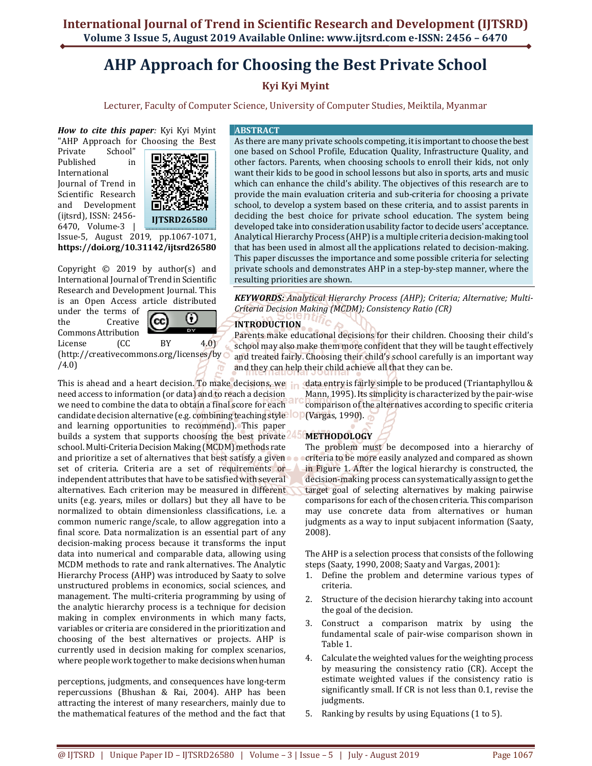# AHP Approach for Choosing the Best Private School

**Kyi Kyi Myint**

Lecturer, Faculty of Computer Science, University of Computer Studies, Meiktila, Myanmar

***How to cite this paper:*** Kyi Kyi Myint "AHP Approach for Choosing the Best Private School" Published in International Journal of Trend in Scientific Research and Development (ijtsrd), ISSN: 2456-6470, Volume-3 | Issue-5, August 2019, pp.1067-1071, **https://doi.org/10.31142/ijtsrd26580**

IJTSRD26580

Copyright © 2019 by author(s) and International Journal of Trend in Scientific Research and Development Journal. This is an Open Access article distributed under the terms of the Creative Commons Attribution License (CC BY 4.0) (http://creativecommons.org/licenses/by/4.0)

## ABSTRACT

As there are many private schools competing, it is important to choose the best one based on School Profile, Education Quality, Infrastructure Quality, and other factors. Parents, when choosing schools to enroll their kids, not only want their kids to be good in school lessons but also in sports, arts and music which can enhance the child's ability. The objectives of this research are to provide the main evaluation criteria and sub-criteria for choosing a private school, to develop a system based on these criteria, and to assist parents in deciding the best choice for private school education. The system being developed take into consideration usability factor to decide users' acceptance. Analytical Hierarchy Process (AHP) is a multiple criteria decision-making tool that has been used in almost all the applications related to decision-making. This paper discusses the importance and some possible criteria for selecting private schools and demonstrates AHP in a step-by-step manner, where the resulting priorities are shown.

***KEYWORDS:*** *Analytical Hierarchy Process (AHP); Criteria; Alternative; Multi-Criteria Decision Making (MCDM); Consistency Ratio (CR)*

## INTRODUCTION

Parents make educational decisions for their children. Choosing their child's school may also make them more confident that they will be taught effectively and treated fairly. Choosing their child's school carefully is an important way and they can help their child achieve all that they can be.

This is ahead and a heart decision. To make decisions, we need access to information (or data) and to reach a decision we need to combine the data to obtain a final score for each candidate decision alternative (e.g. combining teaching style and learning opportunities to recommend). This paper builds a system that supports choosing the best private school. Multi-Criteria Decision Making (MCDM) methods rate and prioritize a set of alternatives that best satisfy a given set of criteria. Criteria are a set of requirements or independent attributes that have to be satisfied with several alternatives. Each criterion may be measured in different units (e.g. years, miles or dollars) but they all have to be normalized to obtain dimensionless classifications, i.e. a common numeric range/scale, to allow aggregation into a final score. Data normalization is an essential part of any decision-making process because it transforms the input data into numerical and comparable data, allowing using MCDM methods to rate and rank alternatives. The Analytic Hierarchy Process (AHP) was introduced by Saaty to solve unstructured problems in economics, social sciences, and management. The multi-criteria programming by using of the analytic hierarchy process is a technique for decision making in complex environments in which many facts, variables or criteria are considered in the prioritization and choosing of the best alternatives or projects. AHP is currently used in decision making for complex scenarios, where people work together to make decisions when human perceptions, judgments, and consequences have long-term repercussions (Bhushan & Rai, 2004). AHP has been attracting the interest of many researchers, mainly due to the mathematical features of the method and the fact that data entry is fairly simple to be produced (Triantaphyllou & Mann, 1995). Its simplicity is characterized by the pair-wise comparison of the alternatives according to specific criteria (Vargas, 1990).

## METHODOLOGY

The problem must be decomposed into a hierarchy of criteria to be more easily analyzed and compared as shown in Figure 1. After the logical hierarchy is constructed, the decision-making process can systematically assign to get the target goal of selecting alternatives by making pairwise comparisons for each of the chosen criteria. This comparison may use concrete data from alternatives or human judgments as a way to input subjacent information (Saaty, 2008).

The AHP is a selection process that consists of the following steps (Saaty, 1990, 2008; Saaty and Vargas, 2001):

1. Define the problem and determine various types of criteria.
2. Structure of the decision hierarchy taking into account the goal of the decision.
3. Construct a comparison matrix by using the fundamental scale of pair-wise comparison shown in Table 1.
4. Calculate the weighted values for the weighting process by measuring the consistency ratio (CR). Accept the estimate weighted values if the consistency ratio is significantly small. If CR is not less than 0.1, revise the judgments.
5. Ranking by results by using Equations (1 to 5).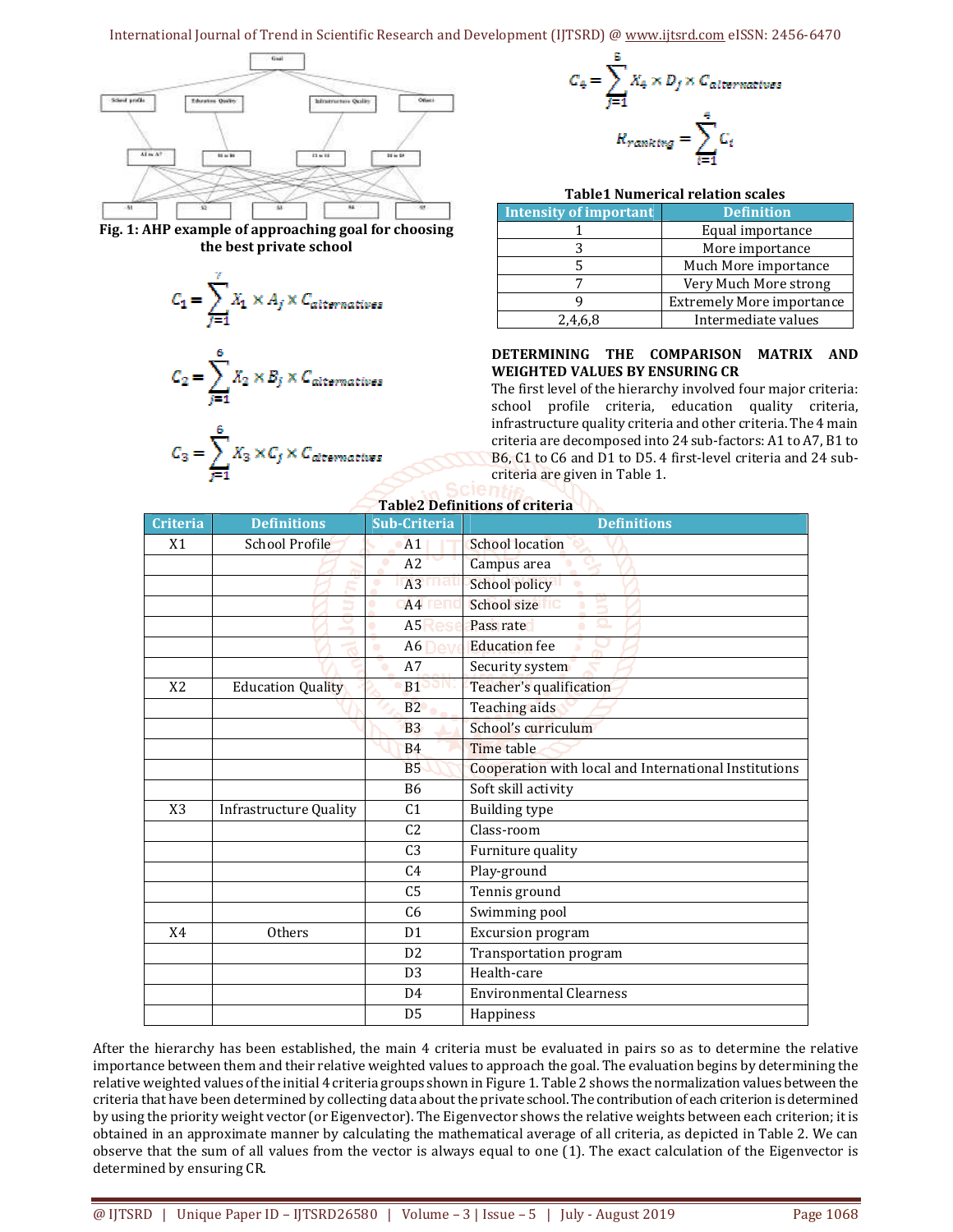Fig. 1: AHP example of approaching goal for choosing the best private school

$$C_1 = \sum_{j=1}^{7} X_1 \times A_j \times C_{alternatives}$$

$$C_2 = \sum_{j=1}^{6} X_2 \times B_j \times C_{alternatives}$$

$$C_3 = \sum_{j=1}^{6} X_3 \times C_j \times C_{alternatives}$$

$$C_4 = \sum_{j=1}^{5} X_4 \times D_j \times C_{alternatives}$$

$$R_{ranking} = \sum_{i=1}^{4} C_i$$

**Table1 Numerical relation scales**

| Intensity of important | Definition |
|---|---|
| 1 | Equal importance |
| 3 | More importance |
| 5 | Much More importance |
| 7 | Very Much More strong |
| 9 | Extremely More importance |
| 2,4,6,8 | Intermediate values |

## DETERMINING THE COMPARISON MATRIX AND WEIGHTED VALUES BY ENSURING CR

The first level of the hierarchy involved four major criteria: school profile criteria, education quality criteria, infrastructure quality criteria and other criteria. The 4 main criteria are decomposed into 24 sub-factors: A1 to A7, B1 to B6, C1 to C6 and D1 to D5. 4 first-level criteria and 24 sub-criteria are given in Table 1.

**Table2 Definitions of criteria**

| Criteria | Definitions | Sub-Criteria | Definitions |
|---|---|---|---|
| X1 | School Profile | A1 | School location |
| | | A2 | Campus area |
| | | A3 | School policy |
| | | A4 | School size |
| | | A5 | Pass rate |
| | | A6 | Education fee |
| | | A7 | Security system |
| X2 | Education Quality | B1 | Teacher's qualification |
| | | B2 | Teaching aids |
| | | B3 | School's curriculum |
| | | B4 | Time table |
| | | B5 | Cooperation with local and International Institutions |
| | | B6 | Soft skill activity |
| X3 | Infrastructure Quality | C1 | Building type |
| | | C2 | Class-room |
| | | C3 | Furniture quality |
| | | C4 | Play-ground |
| | | C5 | Tennis ground |
| | | C6 | Swimming pool |
| X4 | Others | D1 | Excursion program |
| | | D2 | Transportation program |
| | | D3 | Health-care |
| | | D4 | Environmental Clearness |
| | | D5 | Happiness |

After the hierarchy has been established, the main 4 criteria must be evaluated in pairs so as to determine the relative importance between them and their relative weighted values to approach the goal. The evaluation begins by determining the relative weighted values of the initial 4 criteria groups shown in Figure 1. Table 2 shows the normalization values between the criteria that have been determined by collecting data about the private school. The contribution of each criterion is determined by using the priority weight vector (or Eigenvector). The Eigenvector shows the relative weights between each criterion; it is obtained in an approximate manner by calculating the mathematical average of all criteria, as depicted in Table 2. We can observe that the sum of all values from the vector is always equal to one (1). The exact calculation of the Eigenvector is determined by ensuring CR.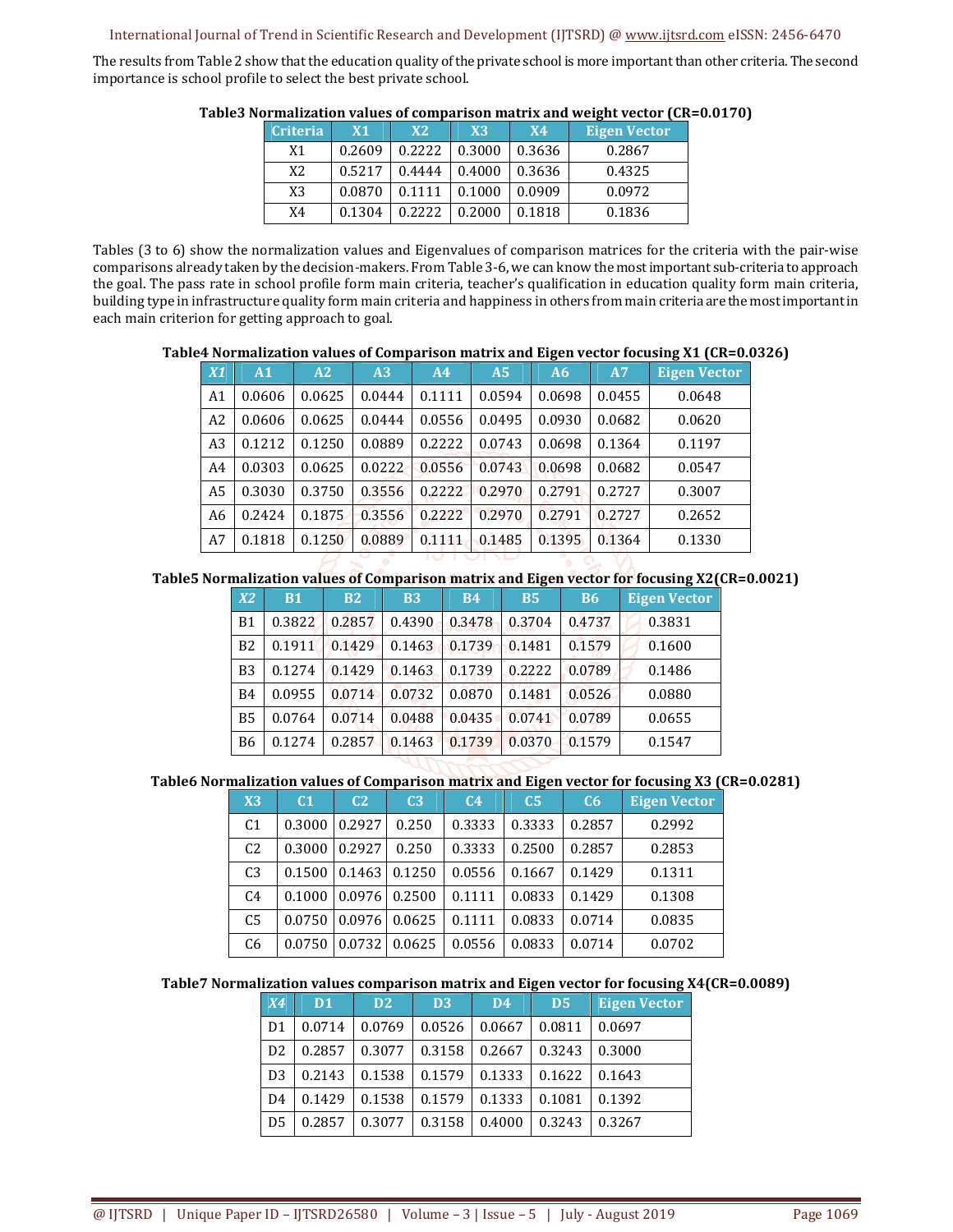The results from Table 2 show that the education quality of the private school is more important than other criteria. The second importance is school profile to select the best private school.

**Table3 Normalization values of comparison matrix and weight vector (CR=0.0170)**

| Criteria | X1 | X2 | X3 | X4 | Eigen Vector |
|---|---|---|---|---|---|
| X1 | 0.2609 | 0.2222 | 0.3000 | 0.3636 | 0.2867 |
| X2 | 0.5217 | 0.4444 | 0.4000 | 0.3636 | 0.4325 |
| X3 | 0.0870 | 0.1111 | 0.1000 | 0.0909 | 0.0972 |
| X4 | 0.1304 | 0.2222 | 0.2000 | 0.1818 | 0.1836 |

Tables (3 to 6) show the normalization values and Eigenvalues of comparison matrices for the criteria with the pair-wise comparisons already taken by the decision-makers. From Table 3-6, we can know the most important sub-criteria to approach the goal. The pass rate in school profile form main criteria, teacher's qualification in education quality form main criteria, building type in infrastructure quality form main criteria and happiness in others from main criteria are the most important in each main criterion for getting approach to goal.

**Table4 Normalization values of Comparison matrix and Eigen vector focusing X1 (CR=0.0326)**

| *X1* | A1 | A2 | A3 | A4 | A5 | A6 | A7 | Eigen Vector |
|---|---|---|---|---|---|---|---|---|
| A1 | 0.0606 | 0.0625 | 0.0444 | 0.1111 | 0.0594 | 0.0698 | 0.0455 | 0.0648 |
| A2 | 0.0606 | 0.0625 | 0.0444 | 0.0556 | 0.0495 | 0.0930 | 0.0682 | 0.0620 |
| A3 | 0.1212 | 0.1250 | 0.0889 | 0.2222 | 0.0743 | 0.0698 | 0.1364 | 0.1197 |
| A4 | 0.0303 | 0.0625 | 0.0222 | 0.0556 | 0.0743 | 0.0698 | 0.0682 | 0.0547 |
| A5 | 0.3030 | 0.3750 | 0.3556 | 0.2222 | 0.2970 | 0.2791 | 0.2727 | 0.3007 |
| A6 | 0.2424 | 0.1875 | 0.3556 | 0.2222 | 0.2970 | 0.2791 | 0.2727 | 0.2652 |
| A7 | 0.1818 | 0.1250 | 0.0889 | 0.1111 | 0.1485 | 0.1395 | 0.1364 | 0.1330 |

**Table5 Normalization values of Comparison matrix and Eigen vector for focusing X2(CR=0.0021)**

| *X2* | B1 | B2 | B3 | B4 | B5 | B6 | Eigen Vector |
|---|---|---|---|---|---|---|---|
| B1 | 0.3822 | 0.2857 | 0.4390 | 0.3478 | 0.3704 | 0.4737 | 0.3831 |
| B2 | 0.1911 | 0.1429 | 0.1463 | 0.1739 | 0.1481 | 0.1579 | 0.1600 |
| B3 | 0.1274 | 0.1429 | 0.1463 | 0.1739 | 0.2222 | 0.0789 | 0.1486 |
| B4 | 0.0955 | 0.0714 | 0.0732 | 0.0870 | 0.1481 | 0.0526 | 0.0880 |
| B5 | 0.0764 | 0.0714 | 0.0488 | 0.0435 | 0.0741 | 0.0789 | 0.0655 |
| B6 | 0.1274 | 0.2857 | 0.1463 | 0.1739 | 0.0370 | 0.1579 | 0.1547 |

**Table6 Normalization values of Comparison matrix and Eigen vector for focusing X3 (CR=0.0281)**

| X3 | C1 | C2 | C3 | C4 | C5 | C6 | Eigen Vector |
|---|---|---|---|---|---|---|---|
| C1 | 0.3000 | 0.2927 | 0.250 | 0.3333 | 0.3333 | 0.2857 | 0.2992 |
| C2 | 0.3000 | 0.2927 | 0.250 | 0.3333 | 0.2500 | 0.2857 | 0.2853 |
| C3 | 0.1500 | 0.1463 | 0.1250 | 0.0556 | 0.1667 | 0.1429 | 0.1311 |
| C4 | 0.1000 | 0.0976 | 0.2500 | 0.1111 | 0.0833 | 0.1429 | 0.1308 |
| C5 | 0.0750 | 0.0976 | 0.0625 | 0.1111 | 0.0833 | 0.0714 | 0.0835 |
| C6 | 0.0750 | 0.0732 | 0.0625 | 0.0556 | 0.0833 | 0.0714 | 0.0702 |

**Table7 Normalization values comparison matrix and Eigen vector for focusing X4(CR=0.0089)**

| *X4* | D1 | D2 | D3 | D4 | D5 | Eigen Vector |
|---|---|---|---|---|---|---|
| D1 | 0.0714 | 0.0769 | 0.0526 | 0.0667 | 0.0811 | 0.0697 |
| D2 | 0.2857 | 0.3077 | 0.3158 | 0.2667 | 0.3243 | 0.3000 |
| D3 | 0.2143 | 0.1538 | 0.1579 | 0.1333 | 0.1622 | 0.1643 |
| D4 | 0.1429 | 0.1538 | 0.1579 | 0.1333 | 0.1081 | 0.1392 |
| D5 | 0.2857 | 0.3077 | 0.3158 | 0.4000 | 0.3243 | 0.3267 |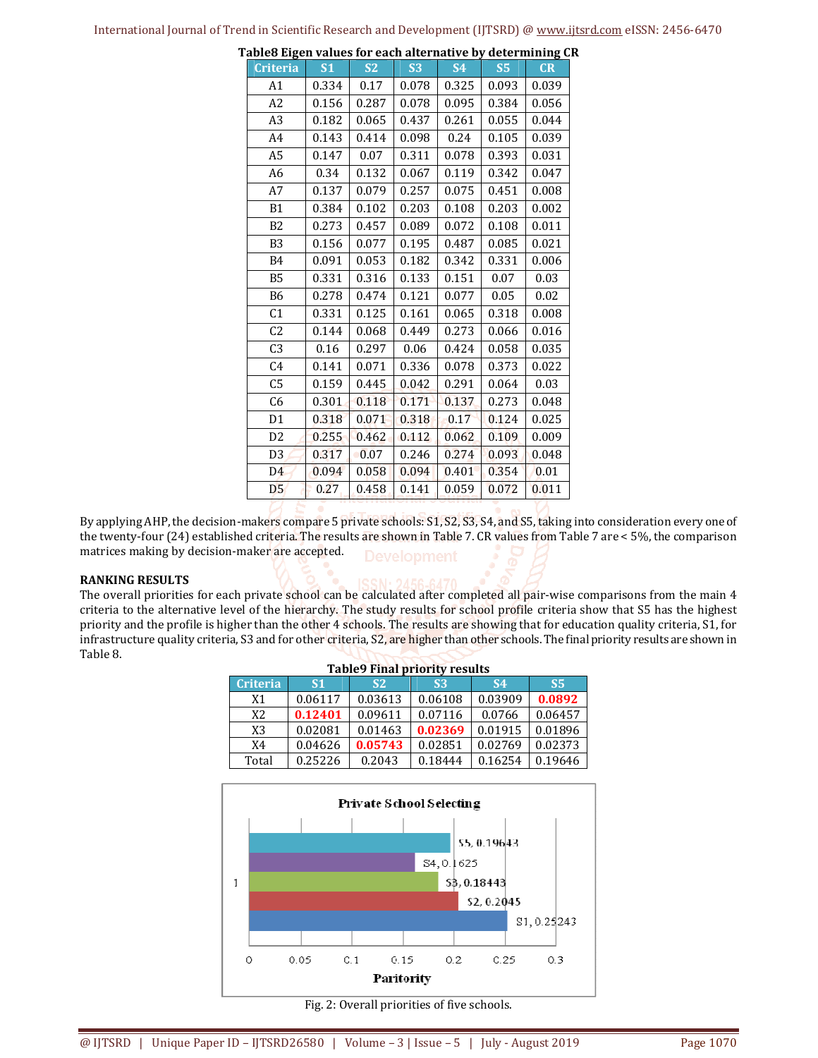**Table8 Eigen values for each alternative by determining CR**

| Criteria | S1 | S2 | S3 | S4 | S5 | CR |
|---|---|---|---|---|---|---|
| A1 | 0.334 | 0.17 | 0.078 | 0.325 | 0.093 | 0.039 |
| A2 | 0.156 | 0.287 | 0.078 | 0.095 | 0.384 | 0.056 |
| A3 | 0.182 | 0.065 | 0.437 | 0.261 | 0.055 | 0.044 |
| A4 | 0.143 | 0.414 | 0.098 | 0.24 | 0.105 | 0.039 |
| A5 | 0.147 | 0.07 | 0.311 | 0.078 | 0.393 | 0.031 |
| A6 | 0.34 | 0.132 | 0.067 | 0.119 | 0.342 | 0.047 |
| A7 | 0.137 | 0.079 | 0.257 | 0.075 | 0.451 | 0.008 |
| B1 | 0.384 | 0.102 | 0.203 | 0.108 | 0.203 | 0.002 |
| B2 | 0.273 | 0.457 | 0.089 | 0.072 | 0.108 | 0.011 |
| B3 | 0.156 | 0.077 | 0.195 | 0.487 | 0.085 | 0.021 |
| B4 | 0.091 | 0.053 | 0.182 | 0.342 | 0.331 | 0.006 |
| B5 | 0.331 | 0.316 | 0.133 | 0.151 | 0.07 | 0.03 |
| B6 | 0.278 | 0.474 | 0.121 | 0.077 | 0.05 | 0.02 |
| C1 | 0.331 | 0.125 | 0.161 | 0.065 | 0.318 | 0.008 |
| C2 | 0.144 | 0.068 | 0.449 | 0.273 | 0.066 | 0.016 |
| C3 | 0.16 | 0.297 | 0.06 | 0.424 | 0.058 | 0.035 |
| C4 | 0.141 | 0.071 | 0.336 | 0.078 | 0.373 | 0.022 |
| C5 | 0.159 | 0.445 | 0.042 | 0.291 | 0.064 | 0.03 |
| C6 | 0.301 | 0.118 | 0.171 | 0.137 | 0.273 | 0.048 |
| D1 | 0.318 | 0.071 | 0.318 | 0.17 | 0.124 | 0.025 |
| D2 | 0.255 | 0.462 | 0.112 | 0.062 | 0.109 | 0.009 |
| D3 | 0.317 | 0.07 | 0.246 | 0.274 | 0.093 | 0.048 |
| D4 | 0.094 | 0.058 | 0.094 | 0.401 | 0.354 | 0.01 |
| D5 | 0.27 | 0.458 | 0.141 | 0.059 | 0.072 | 0.011 |

By applying AHP, the decision-makers compare 5 private schools: S1, S2, S3, S4, and S5, taking into consideration every one of the twenty-four (24) established criteria. The results are shown in Table 7. CR values from Table 7 are < 5%, the comparison matrices making by decision-maker are accepted.

**RANKING RESULTS**

The overall priorities for each private school can be calculated after completed all pair-wise comparisons from the main 4 criteria to the alternative level of the hierarchy. The study results for school profile criteria show that S5 has the highest priority and the profile is higher than the other 4 schools. The results are showing that for education quality criteria, S1, for infrastructure quality criteria, S3 and for other criteria, S2, are higher than other schools. The final priority results are shown in Table 8.

**Table9 Final priority results**

| Criteria | S1 | S2 | S3 | S4 | S5 |
|---|---|---|---|---|---|
| X1 | 0.06117 | 0.03613 | 0.06108 | 0.03909 | **0.0892** |
| X2 | **0.12401** | 0.09611 | 0.07116 | 0.0766 | 0.06457 |
| X3 | 0.02081 | 0.01463 | **0.02369** | 0.01915 | 0.01896 |
| X4 | 0.04626 | **0.05743** | 0.02851 | 0.02769 | 0.02373 |
| Total | 0.25226 | 0.2043 | 0.18444 | 0.16254 | 0.19646 |

Fig. 2: Overall priorities of five schools.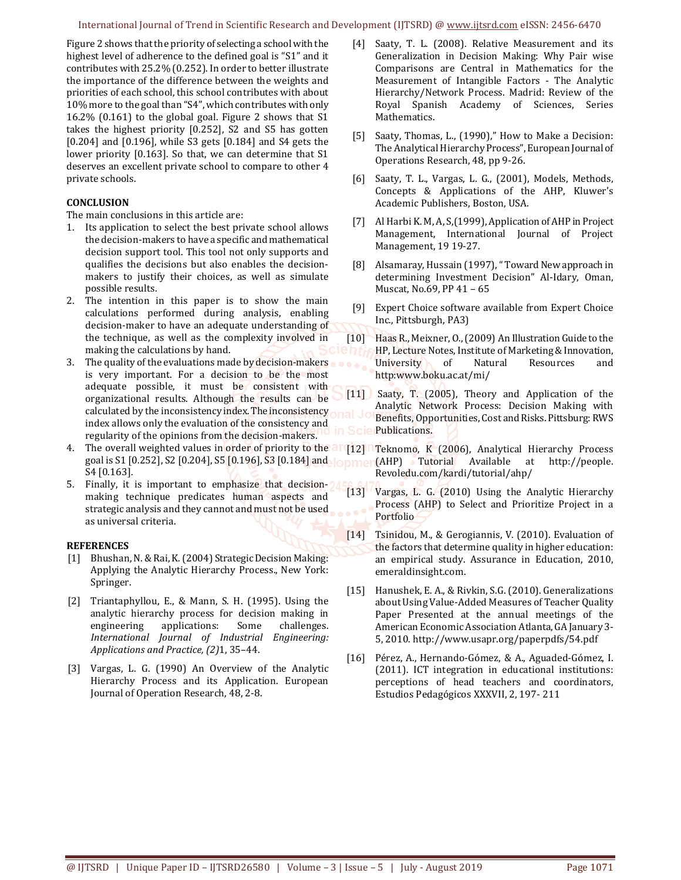Figure 2 shows that the priority of selecting a school with the highest level of adherence to the defined goal is "S1" and it contributes with 25.2% (0.252). In order to better illustrate the importance of the difference between the weights and priorities of each school, this school contributes with about 10% more to the goal than "S4", which contributes with only 16.2% (0.161) to the global goal. Figure 2 shows that S1 takes the highest priority [0.252], S2 and S5 has gotten [0.204] and [0.196], while S3 gets [0.184] and S4 gets the lower priority [0.163]. So that, we can determine that S1 deserves an excellent private school to compare to other 4 private schools.

## CONCLUSION

The main conclusions in this article are:

1. Its application to select the best private school allows the decision-makers to have a specific and mathematical decision support tool. This tool not only supports and qualifies the decisions but also enables the decision-makers to justify their choices, as well as simulate possible results.
2. The intention in this paper is to show the main calculations performed during analysis, enabling decision-maker to have an adequate understanding of the technique, as well as the complexity involved in making the calculations by hand.
3. The quality of the evaluations made by decision-makers is very important. For a decision to be the most adequate possible, it must be consistent with organizational results. Although the results can be calculated by the inconsistency index. The inconsistency index allows only the evaluation of the consistency and regularity of the opinions from the decision-makers.
4. The overall weighted values in order of priority to the goal is S1 [0.252], S2 [0.204], S5 [0.196], S3 [0.184] and S4 [0.163].
5. Finally, it is important to emphasize that decision-making technique predicates human aspects and strategic analysis and they cannot and must not be used as universal criteria.

## REFERENCES

[1] Bhushan, N. & Rai, K. (2004) Strategic Decision Making: Applying the Analytic Hierarchy Process., New York: Springer.

[2] Triantaphyllou, E., & Mann, S. H. (1995). Using the analytic hierarchy process for decision making in engineering applications: Some challenges. *International Journal of Industrial Engineering: Applications and Practice, (2)*1, 35–44.

[3] Vargas, L. G. (1990) An Overview of the Analytic Hierarchy Process and its Application. European Journal of Operation Research, 48, 2-8.

[4] Saaty, T. L. (2008). Relative Measurement and its Generalization in Decision Making: Why Pair wise Comparisons are Central in Mathematics for the Measurement of Intangible Factors - The Analytic Hierarchy/Network Process. Madrid: Review of the Royal Spanish Academy of Sciences, Series Mathematics.

[5] Saaty, Thomas, L., (1990)," How to Make a Decision: The Analytical Hierarchy Process", European Journal of Operations Research, 48, pp 9-26.

[6] Saaty, T. L., Vargas, L. G., (2001), Models, Methods, Concepts & Applications of the AHP, Kluwer's Academic Publishers, Boston, USA.

[7] Al Harbi K. M, A, S,(1999), Application of AHP in Project Management, International Journal of Project Management, 19 19-27.

[8] Alsamaray, Hussain (1997), " Toward New approach in determining Investment Decision" Al-Idary, Oman, Muscat, No.69, PP 41 – 65

[9] Expert Choice software available from Expert Choice Inc., Pittsburgh, PA3)

[10] Haas R., Meixner, O., (2009) An Illustration Guide to the HP, Lecture Notes, Institute of Marketing & Innovation, University of Natural Resources and http:www.boku.ac.at/mi/

[11] Saaty, T. (2005), Theory and Application of the Analytic Network Process: Decision Making with Benefits, Opportunities, Cost and Risks. Pittsburg: RWS Publications.

[12] Teknomo, K (2006), Analytical Hierarchy Process (AHP) Tutorial Available at http://people. Revoledu.com/kardi/tutorial/ahp/

[13] Vargas, L. G. (2010) Using the Analytic Hierarchy Process (AHP) to Select and Prioritize Project in a Portfolio

[14] Tsinidou, M., & Gerogiannis, V. (2010). Evaluation of the factors that determine quality in higher education: an empirical study. Assurance in Education, 2010, emeraldinsight.com.

[15] Hanushek, E. A., & Rivkin, S.G. (2010). Generalizations about Using Value-Added Measures of Teacher Quality Paper Presented at the annual meetings of the American Economic Association Atlanta, GA January 3-5, 2010. http://www.usapr.org/paperpdfs/54.pdf

[16] Pérez, A., Hernando-Gómez, & A., Aguaded-Gómez, I. (2011). ICT integration in educational institutions: perceptions of head teachers and coordinators, Estudios Pedagógicos XXXVII, 2, 197- 211